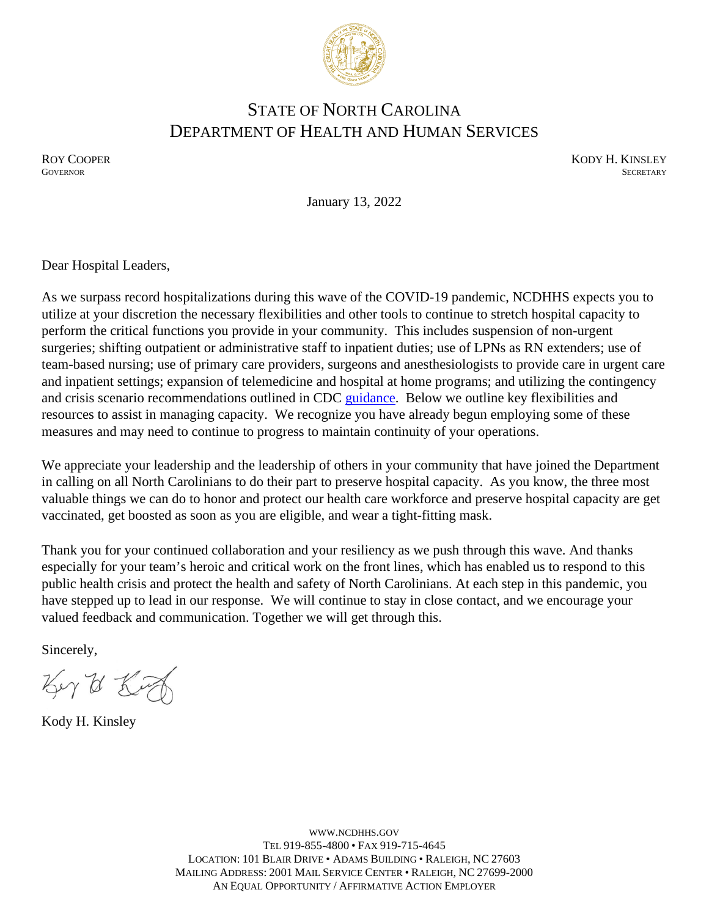# STATE OF NORTH CAROLINA
# DEPARTMENT OF HEALTH AND HUMAN SERVICES

ROY COOPER
GOVERNOR

KODY H. KINSLEY
SECRETARY

January 13, 2022

Dear Hospital Leaders,

As we surpass record hospitalizations during this wave of the COVID-19 pandemic, NCDHHS expects you to utilize at your discretion the necessary flexibilities and other tools to continue to stretch hospital capacity to perform the critical functions you provide in your community. This includes suspension of non-urgent surgeries; shifting outpatient or administrative staff to inpatient duties; use of LPNs as RN extenders; use of team-based nursing; use of primary care providers, surgeons and anesthesiologists to provide care in urgent care and inpatient settings; expansion of telemedicine and hospital at home programs; and utilizing the contingency and crisis scenario recommendations outlined in CDC guidance. Below we outline key flexibilities and resources to assist in managing capacity. We recognize you have already begun employing some of these measures and may need to continue to progress to maintain continuity of your operations.

We appreciate your leadership and the leadership of others in your community that have joined the Department in calling on all North Carolinians to do their part to preserve hospital capacity. As you know, the three most valuable things we can do to honor and protect our health care workforce and preserve hospital capacity are get vaccinated, get boosted as soon as you are eligible, and wear a tight-fitting mask.

Thank you for your continued collaboration and your resiliency as we push through this wave. And thanks especially for your team's heroic and critical work on the front lines, which has enabled us to respond to this public health crisis and protect the health and safety of North Carolinians. At each step in this pandemic, you have stepped up to lead in our response. We will continue to stay in close contact, and we encourage your valued feedback and communication. Together we will get through this.

Sincerely,

Kody H. Kinsley

WWW.NCDHHS.GOV
TEL 919-855-4800 • FAX 919-715-4645
LOCATION: 101 BLAIR DRIVE • ADAMS BUILDING • RALEIGH, NC 27603
MAILING ADDRESS: 2001 MAIL SERVICE CENTER • RALEIGH, NC 27699-2000
AN EQUAL OPPORTUNITY / AFFIRMATIVE ACTION EMPLOYER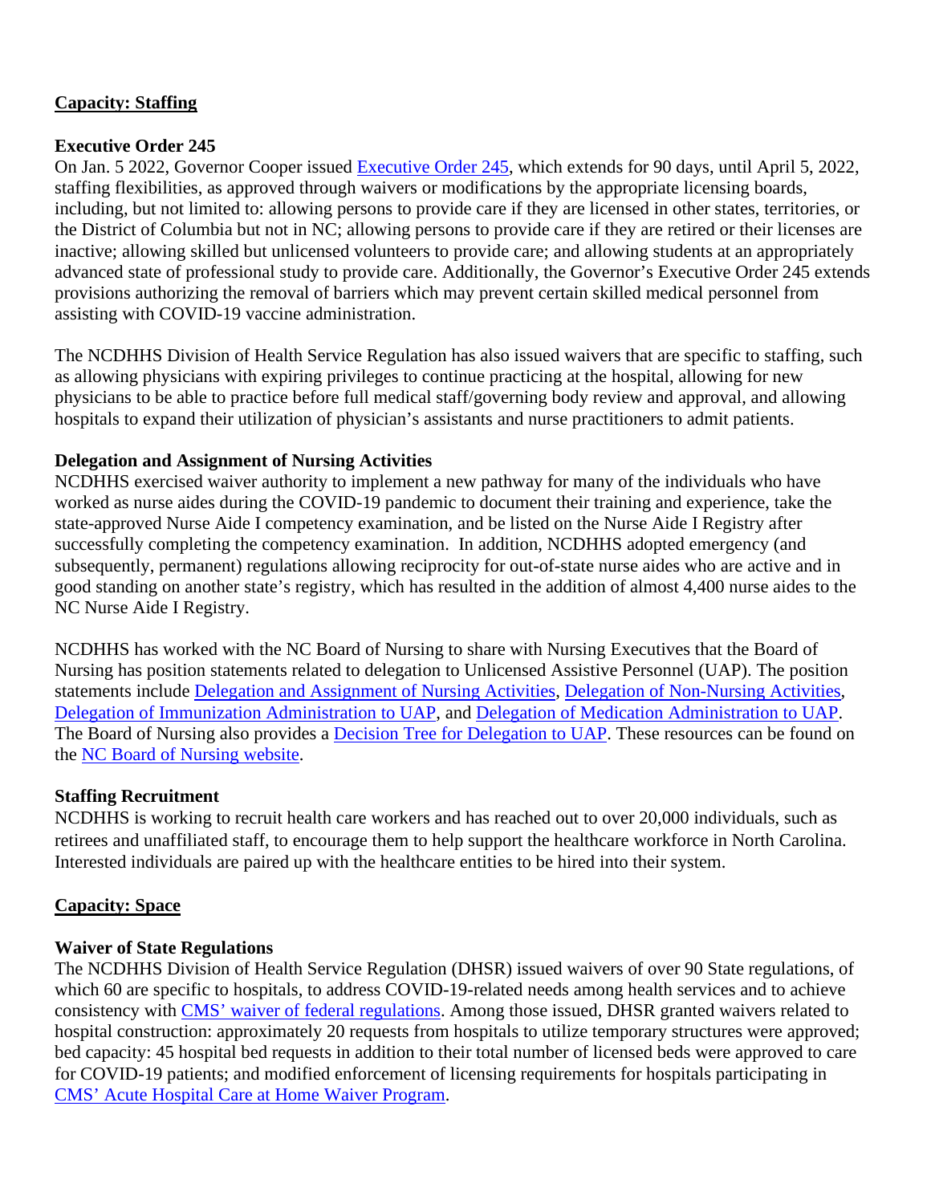## Capacity: Staffing

### Executive Order 245

On Jan. 5 2022, Governor Cooper issued [Executive Order 245](), which extends for 90 days, until April 5, 2022, staffing flexibilities, as approved through waivers or modifications by the appropriate licensing boards, including, but not limited to: allowing persons to provide care if they are licensed in other states, territories, or the District of Columbia but not in NC; allowing persons to provide care if they are retired or their licenses are inactive; allowing skilled but unlicensed volunteers to provide care; and allowing students at an appropriately advanced state of professional study to provide care. Additionally, the Governor's Executive Order 245 extends provisions authorizing the removal of barriers which may prevent certain skilled medical personnel from assisting with COVID-19 vaccine administration.

The NCDHHS Division of Health Service Regulation has also issued waivers that are specific to staffing, such as allowing physicians with expiring privileges to continue practicing at the hospital, allowing for new physicians to be able to practice before full medical staff/governing body review and approval, and allowing hospitals to expand their utilization of physician's assistants and nurse practitioners to admit patients.

### Delegation and Assignment of Nursing Activities

NCDHHS exercised waiver authority to implement a new pathway for many of the individuals who have worked as nurse aides during the COVID-19 pandemic to document their training and experience, take the state-approved Nurse Aide I competency examination, and be listed on the Nurse Aide I Registry after successfully completing the competency examination. In addition, NCDHHS adopted emergency (and subsequently, permanent) regulations allowing reciprocity for out-of-state nurse aides who are active and in good standing on another state's registry, which has resulted in the addition of almost 4,400 nurse aides to the NC Nurse Aide I Registry.

NCDHHS has worked with the NC Board of Nursing to share with Nursing Executives that the Board of Nursing has position statements related to delegation to Unlicensed Assistive Personnel (UAP). The position statements include [Delegation and Assignment of Nursing Activities](), [Delegation of Non-Nursing Activities](), [Delegation of Immunization Administration to UAP](), and [Delegation of Medication Administration to UAP](). The Board of Nursing also provides a [Decision Tree for Delegation to UAP](). These resources can be found on the [NC Board of Nursing website]().

### Staffing Recruitment

NCDHHS is working to recruit health care workers and has reached out to over 20,000 individuals, such as retirees and unaffiliated staff, to encourage them to help support the healthcare workforce in North Carolina. Interested individuals are paired up with the healthcare entities to be hired into their system.

## Capacity: Space

### Waiver of State Regulations

The NCDHHS Division of Health Service Regulation (DHSR) issued waivers of over 90 State regulations, of which 60 are specific to hospitals, to address COVID-19-related needs among health services and to achieve consistency with [CMS' waiver of federal regulations](). Among those issued, DHSR granted waivers related to hospital construction: approximately 20 requests from hospitals to utilize temporary structures were approved; bed capacity: 45 hospital bed requests in addition to their total number of licensed beds were approved to care for COVID-19 patients; and modified enforcement of licensing requirements for hospitals participating in [CMS' Acute Hospital Care at Home Waiver Program]().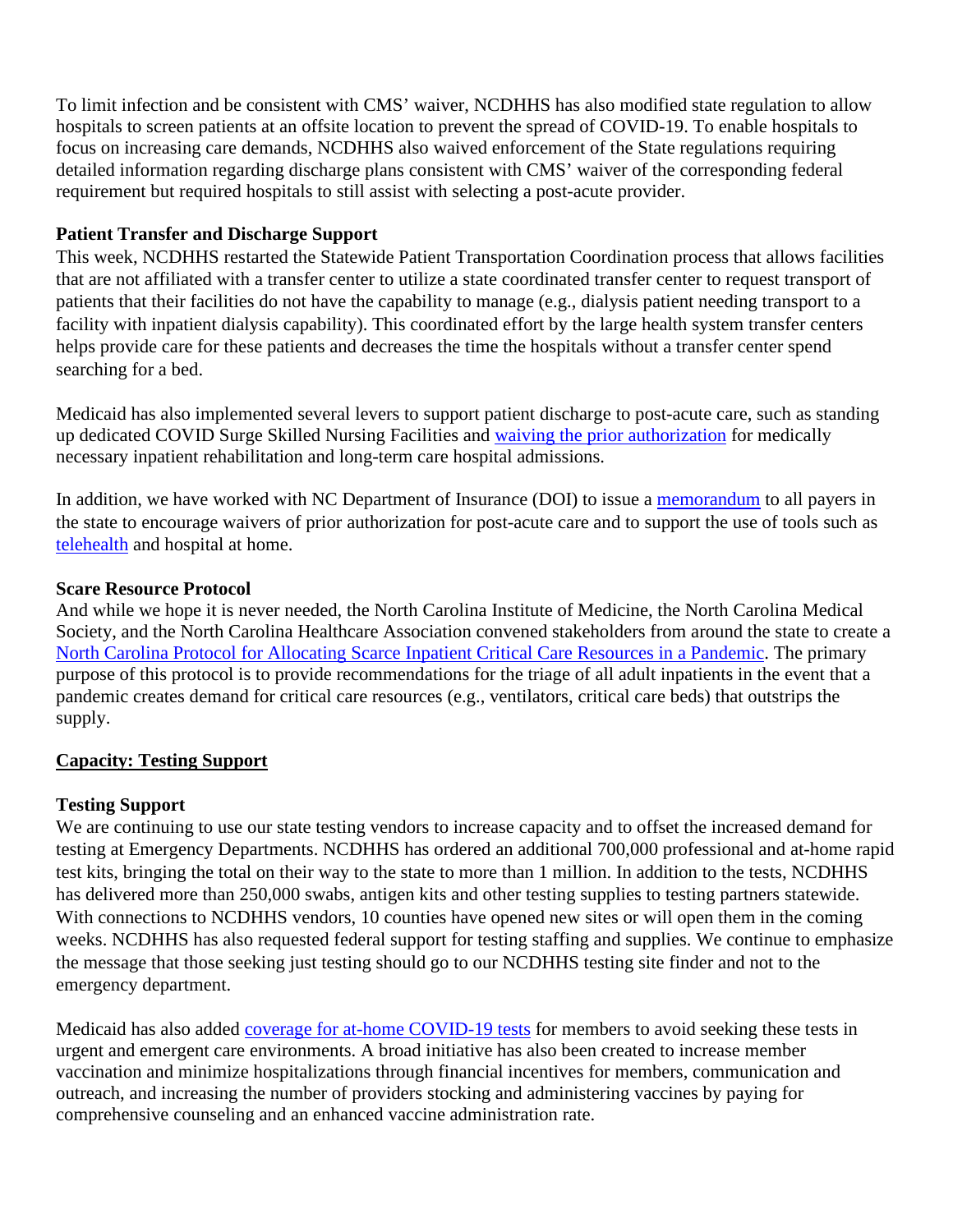To limit infection and be consistent with CMS' waiver, NCDHHS has also modified state regulation to allow hospitals to screen patients at an offsite location to prevent the spread of COVID-19. To enable hospitals to focus on increasing care demands, NCDHHS also waived enforcement of the State regulations requiring detailed information regarding discharge plans consistent with CMS' waiver of the corresponding federal requirement but required hospitals to still assist with selecting a post-acute provider.

**Patient Transfer and Discharge Support**

This week, NCDHHS restarted the Statewide Patient Transportation Coordination process that allows facilities that are not affiliated with a transfer center to utilize a state coordinated transfer center to request transport of patients that their facilities do not have the capability to manage (e.g., dialysis patient needing transport to a facility with inpatient dialysis capability). This coordinated effort by the large health system transfer centers helps provide care for these patients and decreases the time the hospitals without a transfer center spend searching for a bed.

Medicaid has also implemented several levers to support patient discharge to post-acute care, such as standing up dedicated COVID Surge Skilled Nursing Facilities and waiving the prior authorization for medically necessary inpatient rehabilitation and long-term care hospital admissions.

In addition, we have worked with NC Department of Insurance (DOI) to issue a memorandum to all payers in the state to encourage waivers of prior authorization for post-acute care and to support the use of tools such as telehealth and hospital at home.

**Scare Resource Protocol**

And while we hope it is never needed, the North Carolina Institute of Medicine, the North Carolina Medical Society, and the North Carolina Healthcare Association convened stakeholders from around the state to create a North Carolina Protocol for Allocating Scarce Inpatient Critical Care Resources in a Pandemic. The primary purpose of this protocol is to provide recommendations for the triage of all adult inpatients in the event that a pandemic creates demand for critical care resources (e.g., ventilators, critical care beds) that outstrips the supply.

## Capacity: Testing Support

**Testing Support**

We are continuing to use our state testing vendors to increase capacity and to offset the increased demand for testing at Emergency Departments. NCDHHS has ordered an additional 700,000 professional and at-home rapid test kits, bringing the total on their way to the state to more than 1 million. In addition to the tests, NCDHHS has delivered more than 250,000 swabs, antigen kits and other testing supplies to testing partners statewide. With connections to NCDHHS vendors, 10 counties have opened new sites or will open them in the coming weeks. NCDHHS has also requested federal support for testing staffing and supplies. We continue to emphasize the message that those seeking just testing should go to our NCDHHS testing site finder and not to the emergency department.

Medicaid has also added coverage for at-home COVID-19 tests for members to avoid seeking these tests in urgent and emergent care environments. A broad initiative has also been created to increase member vaccination and minimize hospitalizations through financial incentives for members, communication and outreach, and increasing the number of providers stocking and administering vaccines by paying for comprehensive counseling and an enhanced vaccine administration rate.